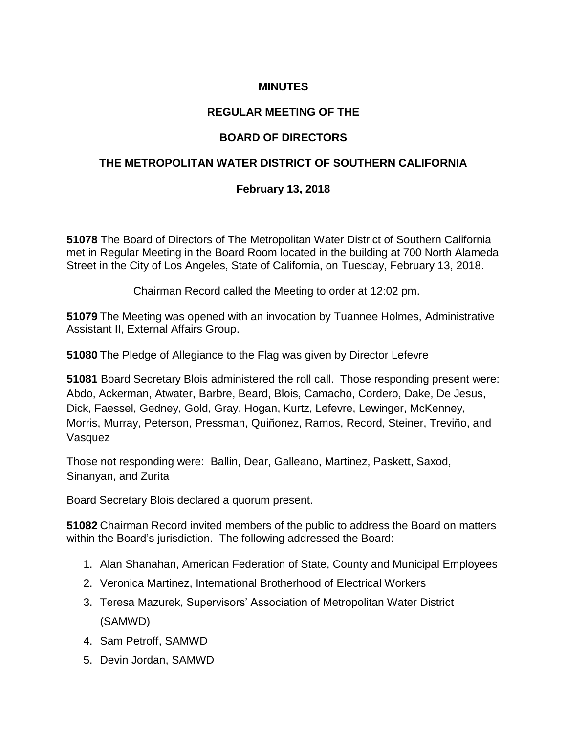# MINUTES

## REGULAR MEETING OF THE

## BOARD OF DIRECTORS

## THE METROPOLITAN WATER DISTRICT OF SOUTHERN CALIFORNIA

### February 13, 2018

**51078** The Board of Directors of The Metropolitan Water District of Southern California met in Regular Meeting in the Board Room located in the building at 700 North Alameda Street in the City of Los Angeles, State of California, on Tuesday, February 13, 2018.

Chairman Record called the Meeting to order at 12:02 pm.

**51079** The Meeting was opened with an invocation by Tuannee Holmes, Administrative Assistant II, External Affairs Group.

**51080** The Pledge of Allegiance to the Flag was given by Director Lefevre

**51081** Board Secretary Blois administered the roll call. Those responding present were: Abdo, Ackerman, Atwater, Barbre, Beard, Blois, Camacho, Cordero, Dake, De Jesus, Dick, Faessel, Gedney, Gold, Gray, Hogan, Kurtz, Lefevre, Lewinger, McKenney, Morris, Murray, Peterson, Pressman, Quiñonez, Ramos, Record, Steiner, Treviño, and Vasquez

Those not responding were: Ballin, Dear, Galleano, Martinez, Paskett, Saxod, Sinanyan, and Zurita

Board Secretary Blois declared a quorum present.

**51082** Chairman Record invited members of the public to address the Board on matters within the Board's jurisdiction. The following addressed the Board:

1. Alan Shanahan, American Federation of State, County and Municipal Employees
2. Veronica Martinez, International Brotherhood of Electrical Workers
3. Teresa Mazurek, Supervisors' Association of Metropolitan Water District (SAMWD)
4. Sam Petroff, SAMWD
5. Devin Jordan, SAMWD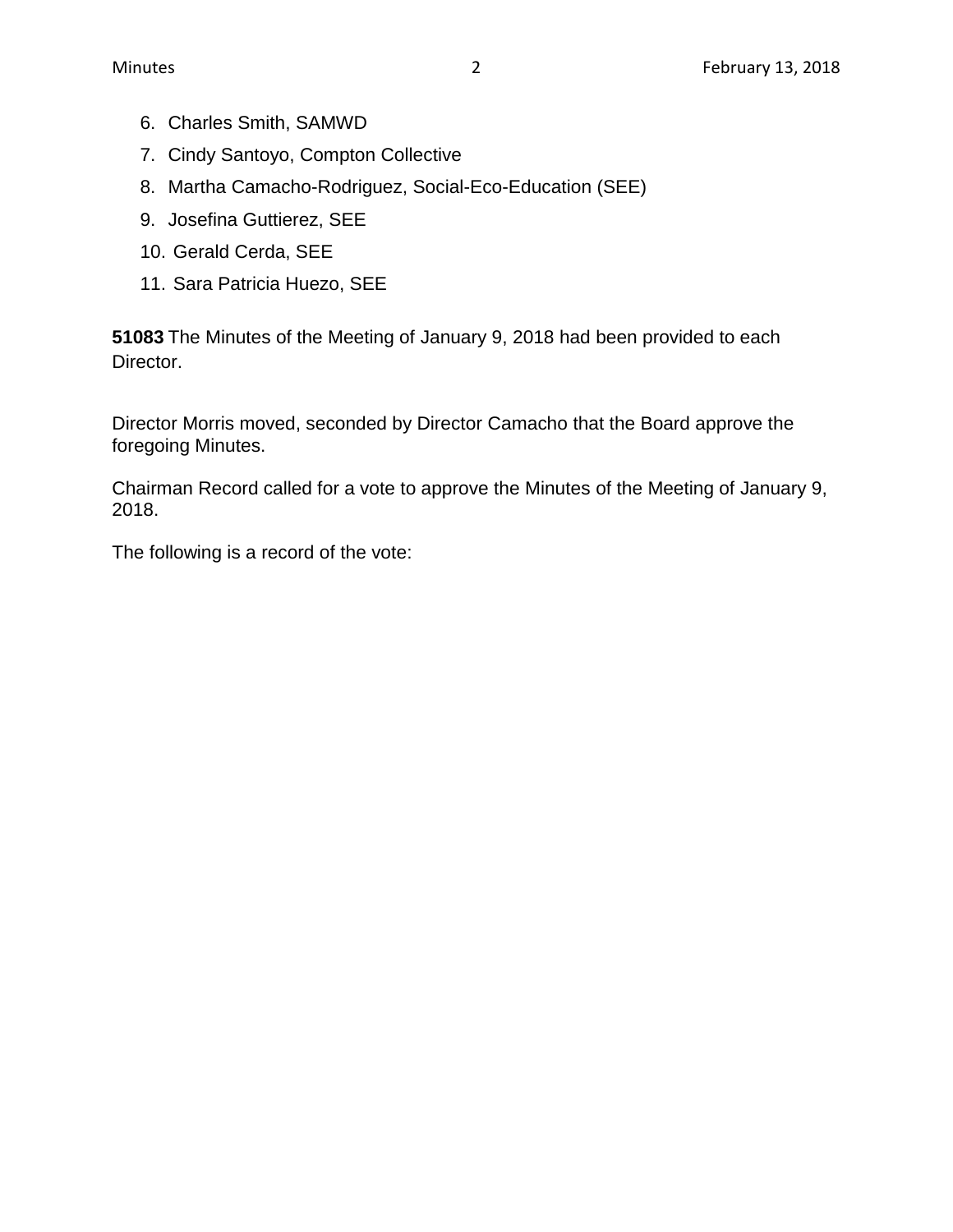6. Charles Smith, SAMWD
7. Cindy Santoyo, Compton Collective
8. Martha Camacho-Rodriguez, Social-Eco-Education (SEE)
9. Josefina Guttierez, SEE
10. Gerald Cerda, SEE
11. Sara Patricia Huezo, SEE

**51083** The Minutes of the Meeting of January 9, 2018 had been provided to each Director.

Director Morris moved, seconded by Director Camacho that the Board approve the foregoing Minutes.

Chairman Record called for a vote to approve the Minutes of the Meeting of January 9, 2018.

The following is a record of the vote: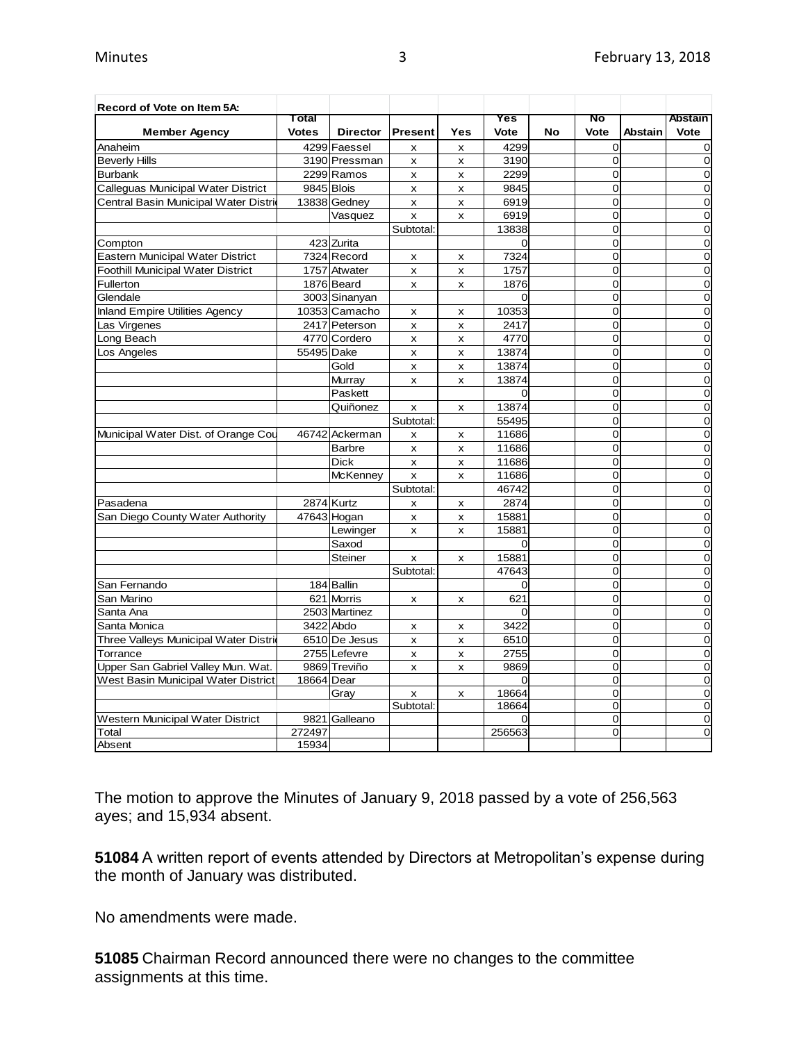| Record of Vote on Item 5A: | | | | | | | | | |
|---|---|---|---|---|---|---|---|---|---|
| **Member Agency** | **Total Votes** | **Director** | **Present** | **Yes** | **Yes Vote** | **No** | **No Vote** | **Abstain** | **Abstain Vote** |
| Anaheim | 4299 | Faessel | x | x | 4299 | | 0 | | 0 |
| Beverly Hills | 3190 | Pressman | x | x | 3190 | | 0 | | 0 |
| Burbank | 2299 | Ramos | x | x | 2299 | | 0 | | 0 |
| Calleguas Municipal Water District | 9845 | Blois | x | x | 9845 | | 0 | | 0 |
| Central Basin Municipal Water Distri | 13838 | Gedney | x | x | 6919 | | 0 | | 0 |
| | | Vasquez | x | x | 6919 | | 0 | | 0 |
| | | | Subtotal: | | 13838 | | 0 | | 0 |
| Compton | 423 | Zurita | | | 0 | | 0 | | 0 |
| Eastern Municipal Water District | 7324 | Record | x | x | 7324 | | 0 | | 0 |
| Foothill Municipal Water District | 1757 | Atwater | x | x | 1757 | | 0 | | 0 |
| Fullerton | 1876 | Beard | x | x | 1876 | | 0 | | 0 |
| Glendale | 3003 | Sinanyan | | | 0 | | 0 | | 0 |
| Inland Empire Utilities Agency | 10353 | Camacho | x | x | 10353 | | 0 | | 0 |
| Las Virgenes | 2417 | Peterson | x | x | 2417 | | 0 | | 0 |
| Long Beach | 4770 | Cordero | x | x | 4770 | | 0 | | 0 |
| Los Angeles | 55495 | Dake | x | x | 13874 | | 0 | | 0 |
| | | Gold | x | x | 13874 | | 0 | | 0 |
| | | Murray | x | x | 13874 | | 0 | | 0 |
| | | Paskett | | | 0 | | 0 | | 0 |
| | | Quiñonez | x | x | 13874 | | 0 | | 0 |
| | | | Subtotal: | | 55495 | | 0 | | 0 |
| Municipal Water Dist. of Orange Cou | 46742 | Ackerman | x | x | 11686 | | 0 | | 0 |
| | | Barbre | x | x | 11686 | | 0 | | 0 |
| | | Dick | x | x | 11686 | | 0 | | 0 |
| | | McKenney | x | x | 11686 | | 0 | | 0 |
| | | | Subtotal: | | 46742 | | 0 | | 0 |
| Pasadena | 2874 | Kurtz | x | x | 2874 | | 0 | | 0 |
| San Diego County Water Authority | 47643 | Hogan | x | x | 15881 | | 0 | | 0 |
| | | Lewinger | x | x | 15881 | | 0 | | 0 |
| | | Saxod | | | 0 | | 0 | | 0 |
| | | Steiner | x | x | 15881 | | 0 | | 0 |
| | | | Subtotal: | | 47643 | | 0 | | 0 |
| San Fernando | 184 | Ballin | | | 0 | | 0 | | 0 |
| San Marino | 621 | Morris | x | x | 621 | | 0 | | 0 |
| Santa Ana | 2503 | Martinez | | | 0 | | 0 | | 0 |
| Santa Monica | 3422 | Abdo | x | x | 3422 | | 0 | | 0 |
| Three Valleys Municipal Water Distri | 6510 | De Jesus | x | x | 6510 | | 0 | | 0 |
| Torrance | 2755 | Lefevre | x | x | 2755 | | 0 | | 0 |
| Upper San Gabriel Valley Mun. Wat. | 9869 | Treviño | x | x | 9869 | | 0 | | 0 |
| West Basin Municipal Water District | 18664 | Dear | | | 0 | | 0 | | 0 |
| | | Gray | x | x | 18664 | | 0 | | 0 |
| | | | Subtotal: | | 18664 | | 0 | | 0 |
| Western Municipal Water District | 9821 | Galleano | | | 0 | | 0 | | 0 |
| Total | 272497 | | | | 256563 | | 0 | | 0 |
| Absent | 15934 | | | | | | | | |

The motion to approve the Minutes of January 9, 2018 passed by a vote of 256,563 ayes; and 15,934 absent.

**51084** A written report of events attended by Directors at Metropolitan's expense during the month of January was distributed.

No amendments were made.

**51085** Chairman Record announced there were no changes to the committee assignments at this time.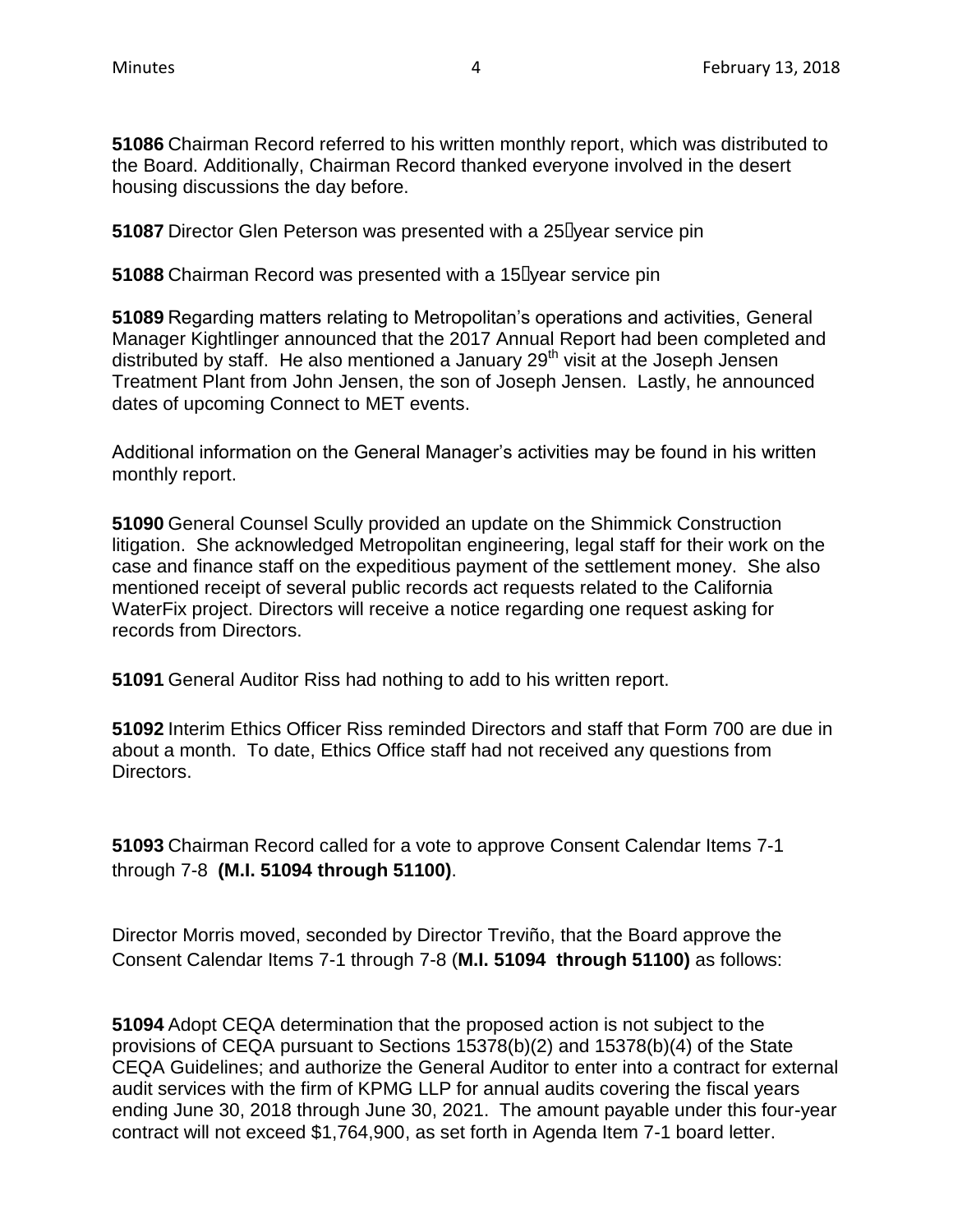**51086** Chairman Record referred to his written monthly report, which was distributed to the Board. Additionally, Chairman Record thanked everyone involved in the desert housing discussions the day before.

**51087** Director Glen Peterson was presented with a 25-year service pin

**51088** Chairman Record was presented with a 15-year service pin

**51089** Regarding matters relating to Metropolitan's operations and activities, General Manager Kightlinger announced that the 2017 Annual Report had been completed and distributed by staff. He also mentioned a January 29th visit at the Joseph Jensen Treatment Plant from John Jensen, the son of Joseph Jensen. Lastly, he announced dates of upcoming Connect to MET events.

Additional information on the General Manager's activities may be found in his written monthly report.

**51090** General Counsel Scully provided an update on the Shimmick Construction litigation. She acknowledged Metropolitan engineering, legal staff for their work on the case and finance staff on the expeditious payment of the settlement money. She also mentioned receipt of several public records act requests related to the California WaterFix project. Directors will receive a notice regarding one request asking for records from Directors.

**51091** General Auditor Riss had nothing to add to his written report.

**51092** Interim Ethics Officer Riss reminded Directors and staff that Form 700 are due in about a month. To date, Ethics Office staff had not received any questions from Directors.

**51093** Chairman Record called for a vote to approve Consent Calendar Items 7-1 through 7-8 **(M.I. 51094 through 51100)**.

Director Morris moved, seconded by Director Treviño, that the Board approve the Consent Calendar Items 7-1 through 7-8 (**M.I. 51094 through 51100)** as follows:

**51094** Adopt CEQA determination that the proposed action is not subject to the provisions of CEQA pursuant to Sections 15378(b)(2) and 15378(b)(4) of the State CEQA Guidelines; and authorize the General Auditor to enter into a contract for external audit services with the firm of KPMG LLP for annual audits covering the fiscal years ending June 30, 2018 through June 30, 2021. The amount payable under this four-year contract will not exceed $1,764,900, as set forth in Agenda Item 7-1 board letter.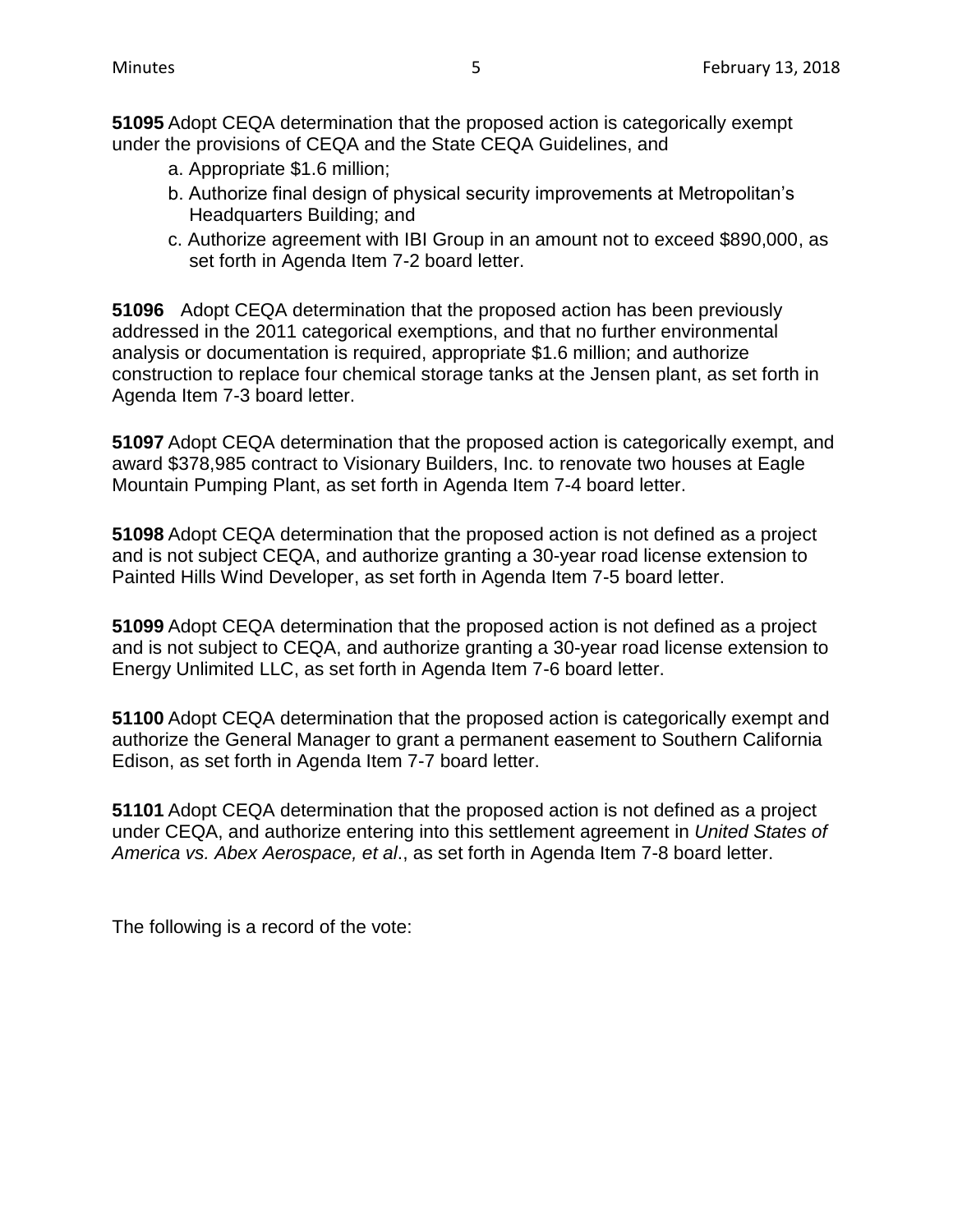**51095** Adopt CEQA determination that the proposed action is categorically exempt under the provisions of CEQA and the State CEQA Guidelines, and

a. Appropriate $1.6 million;
b. Authorize final design of physical security improvements at Metropolitan's Headquarters Building; and
c. Authorize agreement with IBI Group in an amount not to exceed $890,000, as set forth in Agenda Item 7-2 board letter.

**51096** Adopt CEQA determination that the proposed action has been previously addressed in the 2011 categorical exemptions, and that no further environmental analysis or documentation is required, appropriate $1.6 million; and authorize construction to replace four chemical storage tanks at the Jensen plant, as set forth in Agenda Item 7-3 board letter.

**51097** Adopt CEQA determination that the proposed action is categorically exempt, and award $378,985 contract to Visionary Builders, Inc. to renovate two houses at Eagle Mountain Pumping Plant, as set forth in Agenda Item 7-4 board letter.

**51098** Adopt CEQA determination that the proposed action is not defined as a project and is not subject CEQA, and authorize granting a 30-year road license extension to Painted Hills Wind Developer, as set forth in Agenda Item 7-5 board letter.

**51099** Adopt CEQA determination that the proposed action is not defined as a project and is not subject to CEQA, and authorize granting a 30-year road license extension to Energy Unlimited LLC, as set forth in Agenda Item 7-6 board letter.

**51100** Adopt CEQA determination that the proposed action is categorically exempt and authorize the General Manager to grant a permanent easement to Southern California Edison, as set forth in Agenda Item 7-7 board letter.

**51101** Adopt CEQA determination that the proposed action is not defined as a project under CEQA, and authorize entering into this settlement agreement in *United States of America vs. Abex Aerospace, et al*., as set forth in Agenda Item 7-8 board letter.

The following is a record of the vote: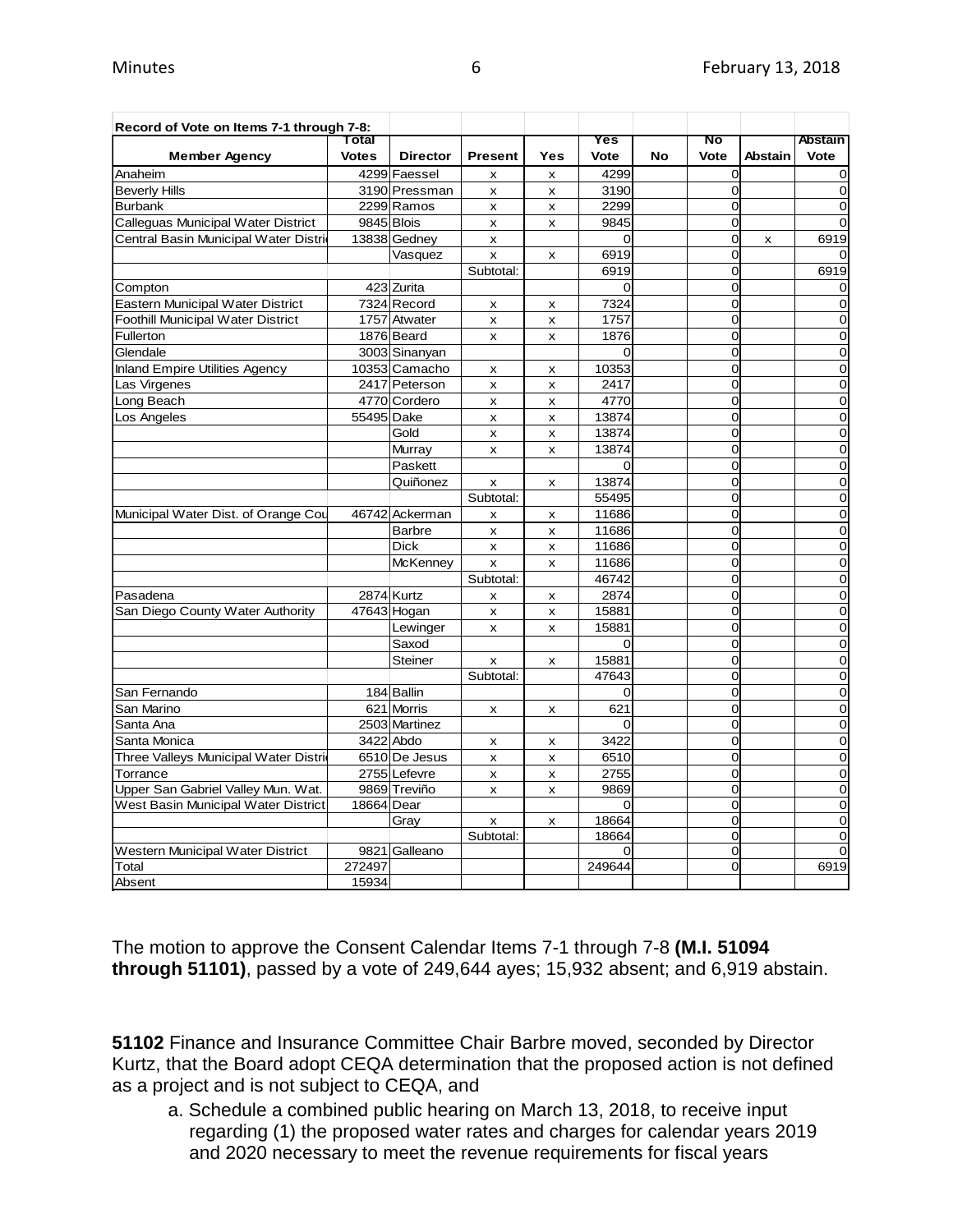**Record of Vote on Items 7-1 through 7-8:**

| Member Agency | Total Votes | Director | Present | Yes | Yes Vote | No | No Vote | Abstain | Abstain Vote |
|---|---|---|---|---|---|---|---|---|---|
| Anaheim | 4299 | Faessel | x | x | 4299 | | 0 | | 0 |
| Beverly Hills | 3190 | Pressman | x | x | 3190 | | 0 | | 0 |
| Burbank | 2299 | Ramos | x | x | 2299 | | 0 | | 0 |
| Calleguas Municipal Water District | 9845 | Blois | x | x | 9845 | | 0 | | 0 |
| Central Basin Municipal Water Distri | 13838 | Gedney | x | | 0 | | 0 | x | 6919 |
| | | Vasquez | x | x | 6919 | | 0 | | 0 |
| | | | Subtotal: | | 6919 | | 0 | | 6919 |
| Compton | 423 | Zurita | | | 0 | | 0 | | 0 |
| Eastern Municipal Water District | 7324 | Record | x | x | 7324 | | 0 | | 0 |
| Foothill Municipal Water District | 1757 | Atwater | x | x | 1757 | | 0 | | 0 |
| Fullerton | 1876 | Beard | x | x | 1876 | | 0 | | 0 |
| Glendale | 3003 | Sinanyan | | | 0 | | 0 | | 0 |
| Inland Empire Utilities Agency | 10353 | Camacho | x | x | 10353 | | 0 | | 0 |
| Las Virgenes | 2417 | Peterson | x | x | 2417 | | 0 | | 0 |
| Long Beach | 4770 | Cordero | x | x | 4770 | | 0 | | 0 |
| Los Angeles | 55495 | Dake | x | x | 13874 | | 0 | | 0 |
| | | Gold | x | x | 13874 | | 0 | | 0 |
| | | Murray | x | x | 13874 | | 0 | | 0 |
| | | Paskett | | | 0 | | 0 | | 0 |
| | | Quiñonez | x | x | 13874 | | 0 | | 0 |
| | | | Subtotal: | | 55495 | | 0 | | 0 |
| Municipal Water Dist. of Orange Cou | 46742 | Ackerman | x | x | 11686 | | 0 | | 0 |
| | | Barbre | x | x | 11686 | | 0 | | 0 |
| | | Dick | x | x | 11686 | | 0 | | 0 |
| | | McKenney | x | x | 11686 | | 0 | | 0 |
| | | | Subtotal: | | 46742 | | 0 | | 0 |
| Pasadena | 2874 | Kurtz | x | x | 2874 | | 0 | | 0 |
| San Diego County Water Authority | 47643 | Hogan | x | x | 15881 | | 0 | | 0 |
| | | Lewinger | x | x | 15881 | | 0 | | 0 |
| | | Saxod | | | 0 | | 0 | | 0 |
| | | Steiner | x | x | 15881 | | 0 | | 0 |
| | | | Subtotal: | | 47643 | | 0 | | 0 |
| San Fernando | 184 | Ballin | | | 0 | | 0 | | 0 |
| San Marino | 621 | Morris | x | x | 621 | | 0 | | 0 |
| Santa Ana | 2503 | Martinez | | | 0 | | 0 | | 0 |
| Santa Monica | 3422 | Abdo | x | x | 3422 | | 0 | | 0 |
| Three Valleys Municipal Water Distri | 6510 | De Jesus | x | x | 6510 | | 0 | | 0 |
| Torrance | 2755 | Lefevre | x | x | 2755 | | 0 | | 0 |
| Upper San Gabriel Valley Mun. Wat. | 9869 | Treviño | x | x | 9869 | | 0 | | 0 |
| West Basin Municipal Water District | 18664 | Dear | | | 0 | | 0 | | 0 |
| | | Gray | x | x | 18664 | | 0 | | 0 |
| | | | Subtotal: | | 18664 | | 0 | | 0 |
| Western Municipal Water District | 9821 | Galleano | | | 0 | | 0 | | 0 |
| Total | 272497 | | | | 249644 | | 0 | | 6919 |
| Absent | 15934 | | | | | | | | |

The motion to approve the Consent Calendar Items 7-1 through 7-8 **(M.I. 51094 through 51101)**, passed by a vote of 249,644 ayes; 15,932 absent; and 6,919 abstain.

**51102** Finance and Insurance Committee Chair Barbre moved, seconded by Director Kurtz, that the Board adopt CEQA determination that the proposed action is not defined as a project and is not subject to CEQA, and

a. Schedule a combined public hearing on March 13, 2018, to receive input regarding (1) the proposed water rates and charges for calendar years 2019 and 2020 necessary to meet the revenue requirements for fiscal years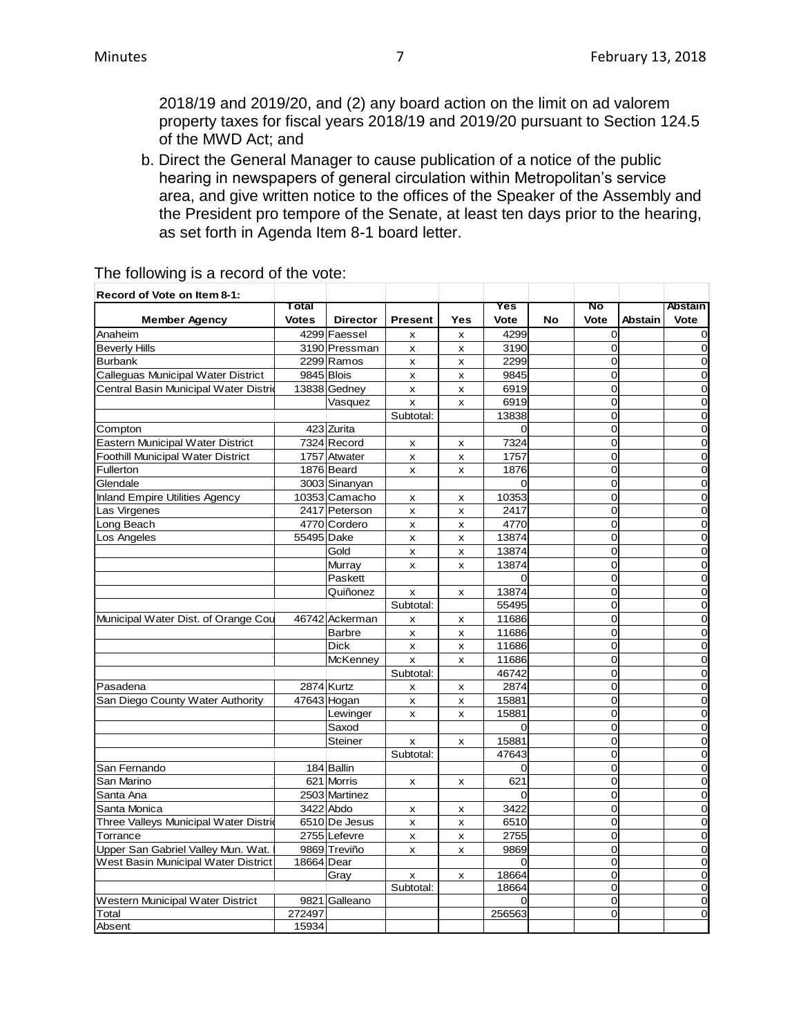2018/19 and 2019/20, and (2) any board action on the limit on ad valorem property taxes for fiscal years 2018/19 and 2019/20 pursuant to Section 124.5 of the MWD Act; and

b. Direct the General Manager to cause publication of a notice of the public hearing in newspapers of general circulation within Metropolitan's service area, and give written notice to the offices of the Speaker of the Assembly and the President pro tempore of the Senate, at least ten days prior to the hearing, as set forth in Agenda Item 8-1 board letter.

The following is a record of the vote:

| Record of Vote on Item 8-1: | | | | | | | | | |
|---|---|---|---|---|---|---|---|---|---|
| Member Agency | Total Votes | Director | Present | Yes | Yes Vote | No | No Vote | Abstain | Abstain Vote |
| Anaheim | 4299 | Faessel | x | x | 4299 | | 0 | | 0 |
| Beverly Hills | 3190 | Pressman | x | x | 3190 | | 0 | | 0 |
| Burbank | 2299 | Ramos | x | x | 2299 | | 0 | | 0 |
| Calleguas Municipal Water District | 9845 | Blois | x | x | 9845 | | 0 | | 0 |
| Central Basin Municipal Water Distri | 13838 | Gedney | x | x | 6919 | | 0 | | 0 |
| | | Vasquez | x | x | 6919 | | 0 | | 0 |
| | | | Subtotal: | | 13838 | | 0 | | 0 |
| Compton | 423 | Zurita | | | 0 | | 0 | | 0 |
| Eastern Municipal Water District | 7324 | Record | x | x | 7324 | | 0 | | 0 |
| Foothill Municipal Water District | 1757 | Atwater | x | x | 1757 | | 0 | | 0 |
| Fullerton | 1876 | Beard | x | x | 1876 | | 0 | | 0 |
| Glendale | 3003 | Sinanyan | | | 0 | | 0 | | 0 |
| Inland Empire Utilities Agency | 10353 | Camacho | x | x | 10353 | | 0 | | 0 |
| Las Virgenes | 2417 | Peterson | x | x | 2417 | | 0 | | 0 |
| Long Beach | 4770 | Cordero | x | x | 4770 | | 0 | | 0 |
| Los Angeles | 55495 | Dake | x | x | 13874 | | 0 | | 0 |
| | | Gold | x | x | 13874 | | 0 | | 0 |
| | | Murray | x | x | 13874 | | 0 | | 0 |
| | | Paskett | | | 0 | | 0 | | 0 |
| | | Quiñonez | x | x | 13874 | | 0 | | 0 |
| | | | Subtotal: | | 55495 | | 0 | | 0 |
| Municipal Water Dist. of Orange Cou | 46742 | Ackerman | x | x | 11686 | | 0 | | 0 |
| | | Barbre | x | x | 11686 | | 0 | | 0 |
| | | Dick | x | x | 11686 | | 0 | | 0 |
| | | McKenney | x | x | 11686 | | 0 | | 0 |
| | | | Subtotal: | | 46742 | | 0 | | 0 |
| Pasadena | 2874 | Kurtz | x | x | 2874 | | 0 | | 0 |
| San Diego County Water Authority | 47643 | Hogan | x | x | 15881 | | 0 | | 0 |
| | | Lewinger | x | x | 15881 | | 0 | | 0 |
| | | Saxod | | | 0 | | 0 | | 0 |
| | | Steiner | x | x | 15881 | | 0 | | 0 |
| | | | Subtotal: | | 47643 | | 0 | | 0 |
| San Fernando | 184 | Ballin | | | 0 | | 0 | | 0 |
| San Marino | 621 | Morris | x | x | 621 | | 0 | | 0 |
| Santa Ana | 2503 | Martinez | | | 0 | | 0 | | 0 |
| Santa Monica | 3422 | Abdo | x | x | 3422 | | 0 | | 0 |
| Three Valleys Municipal Water Distri | 6510 | De Jesus | x | x | 6510 | | 0 | | 0 |
| Torrance | 2755 | Lefevre | x | x | 2755 | | 0 | | 0 |
| Upper San Gabriel Valley Mun. Wat. | 9869 | Treviño | x | x | 9869 | | 0 | | 0 |
| West Basin Municipal Water District | 18664 | Dear | | | 0 | | 0 | | 0 |
| | | Gray | x | x | 18664 | | 0 | | 0 |
| | | | Subtotal: | | 18664 | | 0 | | 0 |
| Western Municipal Water District | 9821 | Galleano | | | 0 | | 0 | | 0 |
| Total | 272497 | | | | 256563 | | 0 | | 0 |
| Absent | 15934 | | | | | | | | |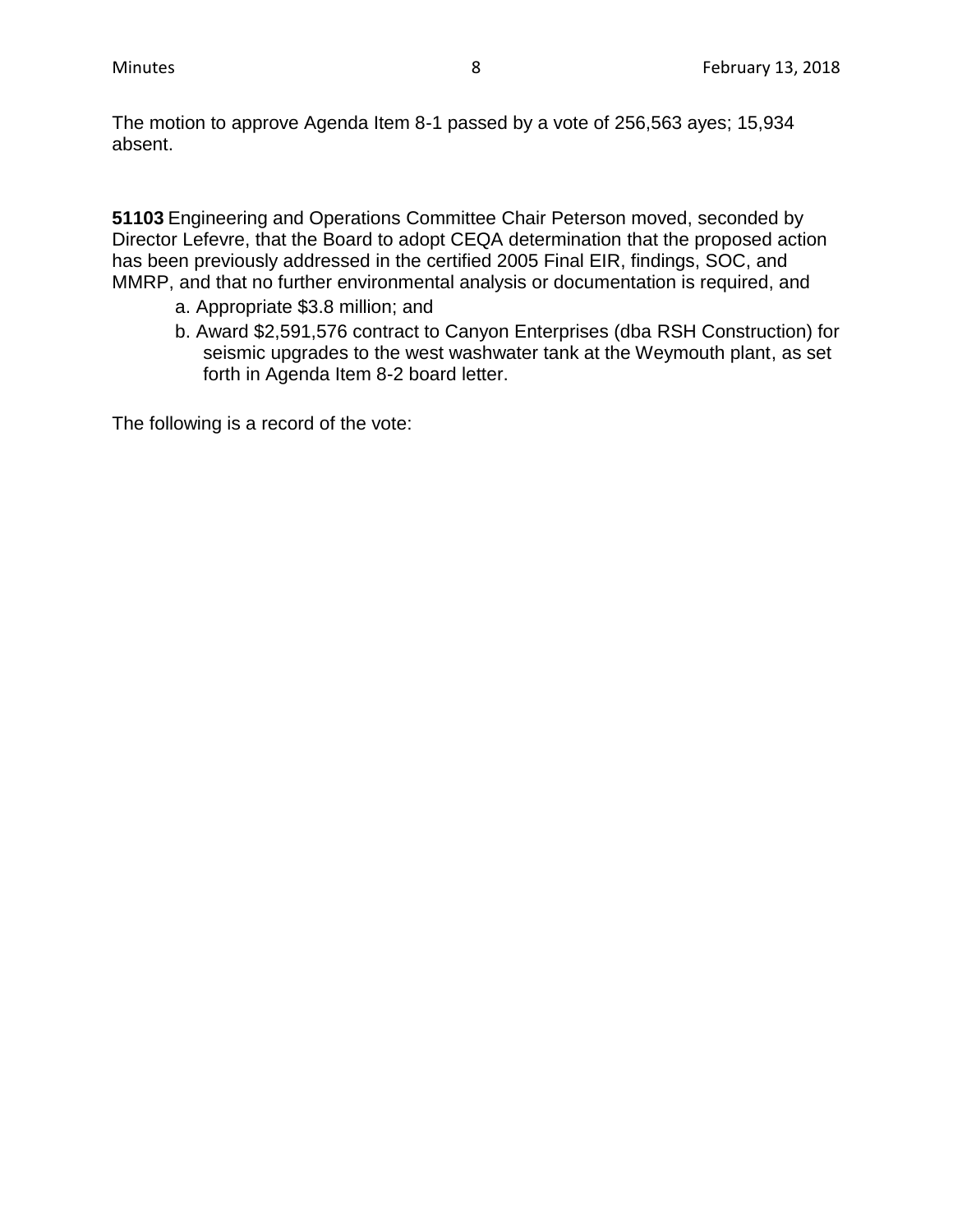The motion to approve Agenda Item 8-1 passed by a vote of 256,563 ayes; 15,934 absent.

**51103** Engineering and Operations Committee Chair Peterson moved, seconded by Director Lefevre, that the Board to adopt CEQA determination that the proposed action has been previously addressed in the certified 2005 Final EIR, findings, SOC, and MMRP, and that no further environmental analysis or documentation is required, and

a. Appropriate $3.8 million; and

b. Award $2,591,576 contract to Canyon Enterprises (dba RSH Construction) for seismic upgrades to the west washwater tank at the Weymouth plant, as set forth in Agenda Item 8-2 board letter.

The following is a record of the vote: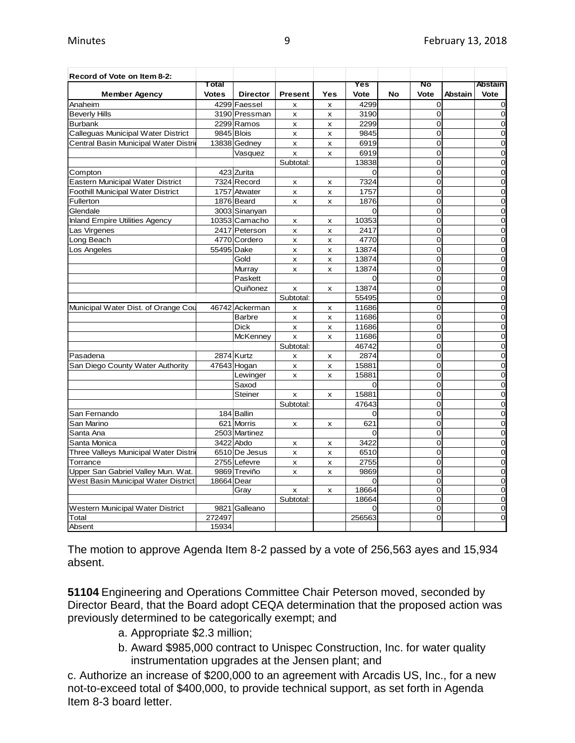| Record of Vote on Item 8-2: | | | | | | | | | |
|---|---|---|---|---|---|---|---|---|---|
| Member Agency | Total Votes | Director | Present | Yes | Yes Vote | No | No Vote | Abstain | Abstain Vote |
| Anaheim | 4299 | Faessel | x | x | 4299 | | 0 | | 0 |
| Beverly Hills | 3190 | Pressman | x | x | 3190 | | 0 | | 0 |
| Burbank | 2299 | Ramos | x | x | 2299 | | 0 | | 0 |
| Calleguas Municipal Water District | 9845 | Blois | x | x | 9845 | | 0 | | 0 |
| Central Basin Municipal Water Distri | 13838 | Gedney | x | x | 6919 | | 0 | | 0 |
| | | Vasquez | x | x | 6919 | | 0 | | 0 |
| | | | Subtotal: | | 13838 | | 0 | | 0 |
| Compton | 423 | Zurita | | | 0 | | 0 | | 0 |
| Eastern Municipal Water District | 7324 | Record | x | x | 7324 | | 0 | | 0 |
| Foothill Municipal Water District | 1757 | Atwater | x | x | 1757 | | 0 | | 0 |
| Fullerton | 1876 | Beard | x | x | 1876 | | 0 | | 0 |
| Glendale | 3003 | Sinanyan | | | 0 | | 0 | | 0 |
| Inland Empire Utilities Agency | 10353 | Camacho | x | x | 10353 | | 0 | | 0 |
| Las Virgenes | 2417 | Peterson | x | x | 2417 | | 0 | | 0 |
| Long Beach | 4770 | Cordero | x | x | 4770 | | 0 | | 0 |
| Los Angeles | 55495 | Dake | x | x | 13874 | | 0 | | 0 |
| | | Gold | x | x | 13874 | | 0 | | 0 |
| | | Murray | x | x | 13874 | | 0 | | 0 |
| | | Paskett | | | 0 | | 0 | | 0 |
| | | Quiñonez | x | x | 13874 | | 0 | | 0 |
| | | | Subtotal: | | 55495 | | 0 | | 0 |
| Municipal Water Dist. of Orange Cou | 46742 | Ackerman | x | x | 11686 | | 0 | | 0 |
| | | Barbre | x | x | 11686 | | 0 | | 0 |
| | | Dick | x | x | 11686 | | 0 | | 0 |
| | | McKenney | x | x | 11686 | | 0 | | 0 |
| | | | Subtotal: | | 46742 | | 0 | | 0 |
| Pasadena | 2874 | Kurtz | x | x | 2874 | | 0 | | 0 |
| San Diego County Water Authority | 47643 | Hogan | x | x | 15881 | | 0 | | 0 |
| | | Lewinger | x | x | 15881 | | 0 | | 0 |
| | | Saxod | | | 0 | | 0 | | 0 |
| | | Steiner | x | x | 15881 | | 0 | | 0 |
| | | | Subtotal: | | 47643 | | 0 | | 0 |
| San Fernando | 184 | Ballin | | | 0 | | 0 | | 0 |
| San Marino | 621 | Morris | x | x | 621 | | 0 | | 0 |
| Santa Ana | 2503 | Martinez | | | 0 | | 0 | | 0 |
| Santa Monica | 3422 | Abdo | x | x | 3422 | | 0 | | 0 |
| Three Valleys Municipal Water Distri | 6510 | De Jesus | x | x | 6510 | | 0 | | 0 |
| Torrance | 2755 | Lefevre | x | x | 2755 | | 0 | | 0 |
| Upper San Gabriel Valley Mun. Wat. | 9869 | Treviño | x | x | 9869 | | 0 | | 0 |
| West Basin Municipal Water District | 18664 | Dear | | | 0 | | 0 | | 0 |
| | | Gray | x | x | 18664 | | 0 | | 0 |
| | | | Subtotal: | | 18664 | | 0 | | 0 |
| Western Municipal Water District | 9821 | Galleano | | | 0 | | 0 | | 0 |
| Total | 272497 | | | | 256563 | | 0 | | 0 |
| Absent | 15934 | | | | | | | | |

The motion to approve Agenda Item 8-2 passed by a vote of 256,563 ayes and 15,934 absent.

**51104** Engineering and Operations Committee Chair Peterson moved, seconded by Director Beard, that the Board adopt CEQA determination that the proposed action was previously determined to be categorically exempt; and

a. Appropriate $2.3 million;

b. Award $985,000 contract to Unispec Construction, Inc. for water quality instrumentation upgrades at the Jensen plant; and

c. Authorize an increase of $200,000 to an agreement with Arcadis US, Inc., for a new not-to-exceed total of $400,000, to provide technical support, as set forth in Agenda Item 8-3 board letter.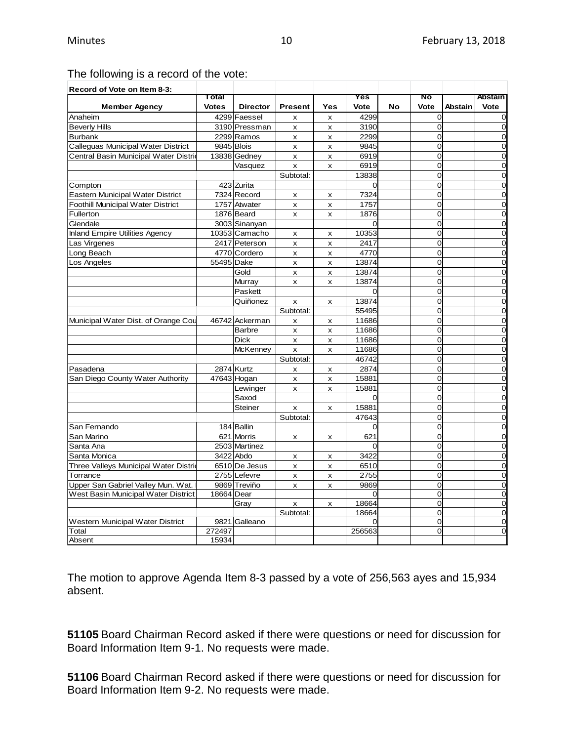The following is a record of the vote:

| Record of Vote on Item 8-3: | | | | | | | | | |
|---|---|---|---|---|---|---|---|---|---|
| Member Agency | Total Votes | Director | Present | Yes | Yes Vote | No | No Vote | Abstain | Abstain Vote |
| Anaheim | 4299 | Faessel | x | x | 4299 | | 0 | | 0 |
| Beverly Hills | 3190 | Pressman | x | x | 3190 | | 0 | | 0 |
| Burbank | 2299 | Ramos | x | x | 2299 | | 0 | | 0 |
| Calleguas Municipal Water District | 9845 | Blois | x | x | 9845 | | 0 | | 0 |
| Central Basin Municipal Water Distric | 13838 | Gedney | x | x | 6919 | | 0 | | 0 |
| | | Vasquez | x | x | 6919 | | 0 | | 0 |
| | | | Subtotal: | | 13838 | | 0 | | 0 |
| Compton | 423 | Zurita | | | 0 | | 0 | | 0 |
| Eastern Municipal Water District | 7324 | Record | x | x | 7324 | | 0 | | 0 |
| Foothill Municipal Water District | 1757 | Atwater | x | x | 1757 | | 0 | | 0 |
| Fullerton | 1876 | Beard | x | x | 1876 | | 0 | | 0 |
| Glendale | 3003 | Sinanyan | | | 0 | | 0 | | 0 |
| Inland Empire Utilities Agency | 10353 | Camacho | x | x | 10353 | | 0 | | 0 |
| Las Virgenes | 2417 | Peterson | x | x | 2417 | | 0 | | 0 |
| Long Beach | 4770 | Cordero | x | x | 4770 | | 0 | | 0 |
| Los Angeles | 55495 | Dake | x | x | 13874 | | 0 | | 0 |
| | | Gold | x | x | 13874 | | 0 | | 0 |
| | | Murray | x | x | 13874 | | 0 | | 0 |
| | | Paskett | | | 0 | | 0 | | 0 |
| | | Quiñonez | x | x | 13874 | | 0 | | 0 |
| | | | Subtotal: | | 55495 | | 0 | | 0 |
| Municipal Water Dist. of Orange Cou | 46742 | Ackerman | x | x | 11686 | | 0 | | 0 |
| | | Barbre | x | x | 11686 | | 0 | | 0 |
| | | Dick | x | x | 11686 | | 0 | | 0 |
| | | McKenney | x | x | 11686 | | 0 | | 0 |
| | | | Subtotal: | | 46742 | | 0 | | 0 |
| Pasadena | 2874 | Kurtz | x | x | 2874 | | 0 | | 0 |
| San Diego County Water Authority | 47643 | Hogan | x | x | 15881 | | 0 | | 0 |
| | | Lewinger | x | x | 15881 | | 0 | | 0 |
| | | Saxod | | | 0 | | 0 | | 0 |
| | | Steiner | x | x | 15881 | | 0 | | 0 |
| | | | Subtotal: | | 47643 | | 0 | | 0 |
| San Fernando | 184 | Ballin | | | 0 | | 0 | | 0 |
| San Marino | 621 | Morris | x | x | 621 | | 0 | | 0 |
| Santa Ana | 2503 | Martinez | | | 0 | | 0 | | 0 |
| Santa Monica | 3422 | Abdo | x | x | 3422 | | 0 | | 0 |
| Three Valleys Municipal Water Distric | 6510 | De Jesus | x | x | 6510 | | 0 | | 0 |
| Torrance | 2755 | Lefevre | x | x | 2755 | | 0 | | 0 |
| Upper San Gabriel Valley Mun. Wat. | 9869 | Treviño | x | x | 9869 | | 0 | | 0 |
| West Basin Municipal Water District | 18664 | Dear | | | 0 | | 0 | | 0 |
| | | Gray | x | x | 18664 | | 0 | | 0 |
| | | | Subtotal: | | 18664 | | 0 | | 0 |
| Western Municipal Water District | 9821 | Galleano | | | 0 | | 0 | | 0 |
| Total | 272497 | | | | 256563 | | 0 | | 0 |
| Absent | 15934 | | | | | | | | |

The motion to approve Agenda Item 8-3 passed by a vote of 256,563 ayes and 15,934 absent.

**51105** Board Chairman Record asked if there were questions or need for discussion for Board Information Item 9-1. No requests were made.

**51106** Board Chairman Record asked if there were questions or need for discussion for Board Information Item 9-2. No requests were made.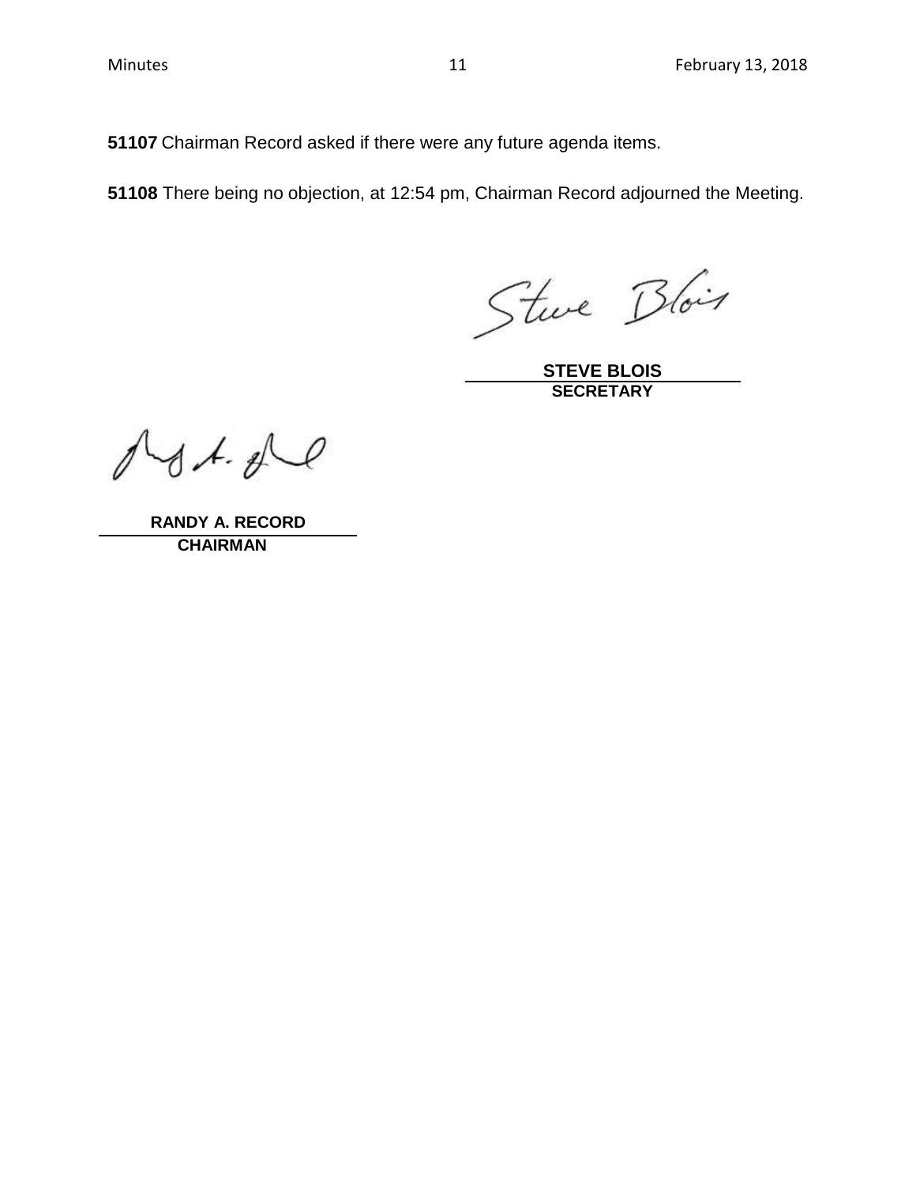**51107** Chairman Record asked if there were any future agenda items.

**51108** There being no objection, at 12:54 pm, Chairman Record adjourned the Meeting.

**STEVE BLOIS**
**SECRETARY**

**RANDY A. RECORD**
**CHAIRMAN**